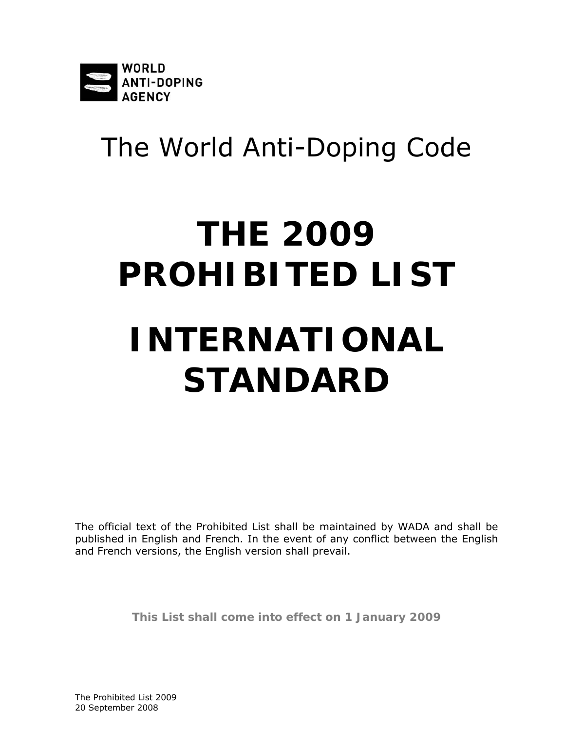WORLD ANTI-DOPING AGENCY

The World Anti-Doping Code

# THE 2009 PROHIBITED LIST

# INTERNATIONAL STANDARD

The official text of the Prohibited List shall be maintained by WADA and shall be published in English and French. In the event of any conflict between the English and French versions, the English version shall prevail.

**This List shall come into effect on 1 January 2009**

The Prohibited List 2009
20 September 2008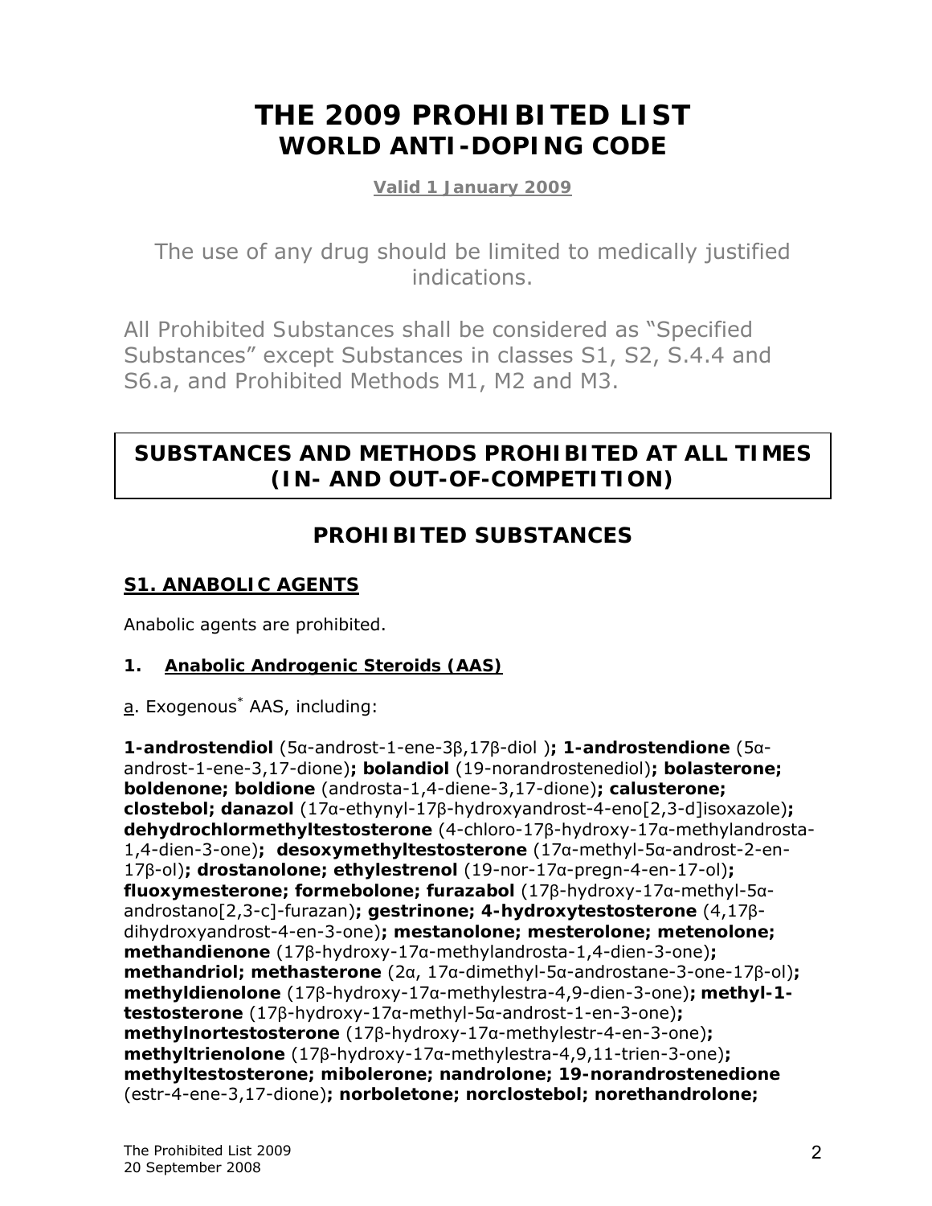# THE 2009 PROHIBITED LIST
# WORLD ANTI-DOPING CODE

**Valid 1 January 2009**

The use of any drug should be limited to medically justified indications.

All Prohibited Substances shall be considered as "Specified Substances" except Substances in classes S1, S2, S.4.4 and S6.a, and Prohibited Methods M1, M2 and M3.

## SUBSTANCES AND METHODS PROHIBITED AT ALL TIMES (IN- AND OUT-OF-COMPETITION)

## PROHIBITED SUBSTANCES

### S1. ANABOLIC AGENTS

Anabolic agents are prohibited.

**1. Anabolic Androgenic Steroids (AAS)**

a. Exogenous* AAS, including:

**1-androstendiol** (5α-androst-1-ene-3β,17β-diol )**; 1-androstendione** (5α-androst-1-ene-3,17-dione)**; bolandiol** (19-norandrostenediol)**; bolasterone; boldenone; boldione** (androsta-1,4-diene-3,17-dione)**; calusterone; clostebol; danazol** (17α-ethynyl-17β-hydroxyandrost-4-eno[2,3-d]isoxazole)**; dehydrochlormethyltestosterone** (4-chloro-17β-hydroxy-17α-methylandrosta-1,4-dien-3-one)**; desoxymethyltestosterone** (17α-methyl-5α-androst-2-en-17β-ol)**; drostanolone; ethylestrenol** (19-nor-17α-pregn-4-en-17-ol)**; fluoxymesterone; formebolone; furazabol** (17β-hydroxy-17α-methyl-5α-androstano[2,3-c]-furazan)**; gestrinone; 4-hydroxytestosterone** (4,17β-dihydroxyandrost-4-en-3-one)**; mestanolone; mesterolone; metenolone; methandienone** (17β-hydroxy-17α-methylandrosta-1,4-dien-3-one)**; methandriol; methasterone** (2α, 17α-dimethyl-5α-androstane-3-one-17β-ol)**; methyldienolone** (17β-hydroxy-17α-methylestra-4,9-dien-3-one)**; methyl-1-testosterone** (17β-hydroxy-17α-methyl-5α-androst-1-en-3-one)**; methylnortestosterone** (17β-hydroxy-17α-methylestr-4-en-3-one)**; methyltrienolone** (17β-hydroxy-17α-methylestra-4,9,11-trien-3-one)**; methyltestosterone; mibolerone; nandrolone; 19-norandrostenedione** (estr-4-ene-3,17-dione)**; norboletone; norclostebol; norethandrolone;**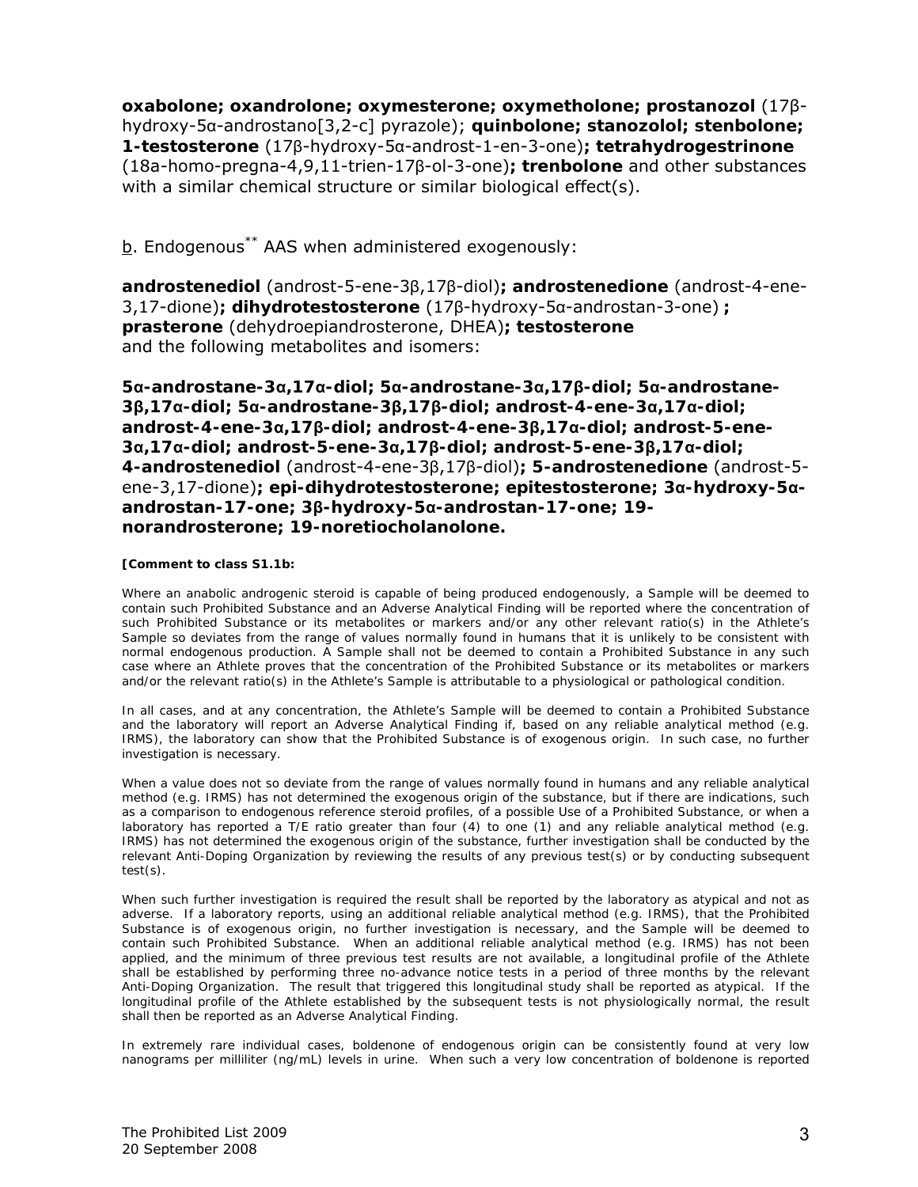**oxabolone; oxandrolone; oxymesterone; oxymetholone; prostanozol** (17β-hydroxy-5α-androstano[3,2-c] pyrazole); **quinbolone; stanozolol; stenbolone; 1-testosterone** (17β-hydroxy-5α-androst-1-en-3-one)**; tetrahydrogestrinone** (18a-homo-pregna-4,9,11-trien-17β-ol-3-one)**; trenbolone** and other substances with a similar chemical structure or similar biological effect(s).

b. Endogenous** AAS when administered exogenously:

**androstenediol** (androst-5-ene-3β,17β-diol)**; androstenedione** (androst-4-ene-3,17-dione)**; dihydrotestosterone** (17β-hydroxy-5α-androstan-3-one) **; prasterone** (dehydroepiandrosterone, DHEA)**; testosterone** and the following metabolites and isomers:

**5α-androstane-3α,17α-diol; 5α-androstane-3α,17β-diol; 5α-androstane-3β,17α-diol; 5α-androstane-3β,17β-diol; androst-4-ene-3α,17α-diol; androst-4-ene-3α,17β-diol; androst-4-ene-3β,17α-diol; androst-5-ene-3α,17α-diol; androst-5-ene-3α,17β-diol; androst-5-ene-3β,17α-diol; 4-androstenediol** (androst-4-ene-3β,17β-diol)**; 5-androstenedione** (androst-5-ene-3,17-dione)**; epi-dihydrotestosterone; epitestosterone; 3α-hydroxy-5α-androstan-17-one; 3β-hydroxy-5α-androstan-17-one; 19-norandrosterone; 19-noretiocholanolone.**

**[Comment to class S1.1b:**

Where an anabolic androgenic steroid is capable of being produced endogenously, a Sample will be deemed to contain such Prohibited Substance and an Adverse Analytical Finding will be reported where the concentration of such Prohibited Substance or its metabolites or markers and/or any other relevant ratio(s) in the Athlete's Sample so deviates from the range of values normally found in humans that it is unlikely to be consistent with normal endogenous production. A Sample shall not be deemed to contain a Prohibited Substance in any such case where an Athlete proves that the concentration of the Prohibited Substance or its metabolites or markers and/or the relevant ratio(s) in the Athlete's Sample is attributable to a physiological or pathological condition.

In all cases, and at any concentration, the Athlete's Sample will be deemed to contain a Prohibited Substance and the laboratory will report an Adverse Analytical Finding if, based on any reliable analytical method (e.g. IRMS), the laboratory can show that the Prohibited Substance is of exogenous origin. In such case, no further investigation is necessary.

When a value does not so deviate from the range of values normally found in humans and any reliable analytical method (e.g. IRMS) has not determined the exogenous origin of the substance, but if there are indications, such as a comparison to endogenous reference steroid profiles, of a possible Use of a Prohibited Substance, or when a laboratory has reported a T/E ratio greater than four (4) to one (1) and any reliable analytical method (e.g. IRMS) has not determined the exogenous origin of the substance, further investigation shall be conducted by the relevant Anti-Doping Organization by reviewing the results of any previous test(s) or by conducting subsequent test(s).

When such further investigation is required the result shall be reported by the laboratory as atypical and not as adverse. If a laboratory reports, using an additional reliable analytical method (e.g. IRMS), that the Prohibited Substance is of exogenous origin, no further investigation is necessary, and the Sample will be deemed to contain such Prohibited Substance. When an additional reliable analytical method (e.g. IRMS) has not been applied, and the minimum of three previous test results are not available, a longitudinal profile of the Athlete shall be established by performing three no-advance notice tests in a period of three months by the relevant Anti-Doping Organization. The result that triggered this longitudinal study shall be reported as atypical. If the longitudinal profile of the Athlete established by the subsequent tests is not physiologically normal, the result shall then be reported as an Adverse Analytical Finding.

In extremely rare individual cases, boldenone of endogenous origin can be consistently found at very low nanograms per milliliter (ng/mL) levels in urine. When such a very low concentration of boldenone is reported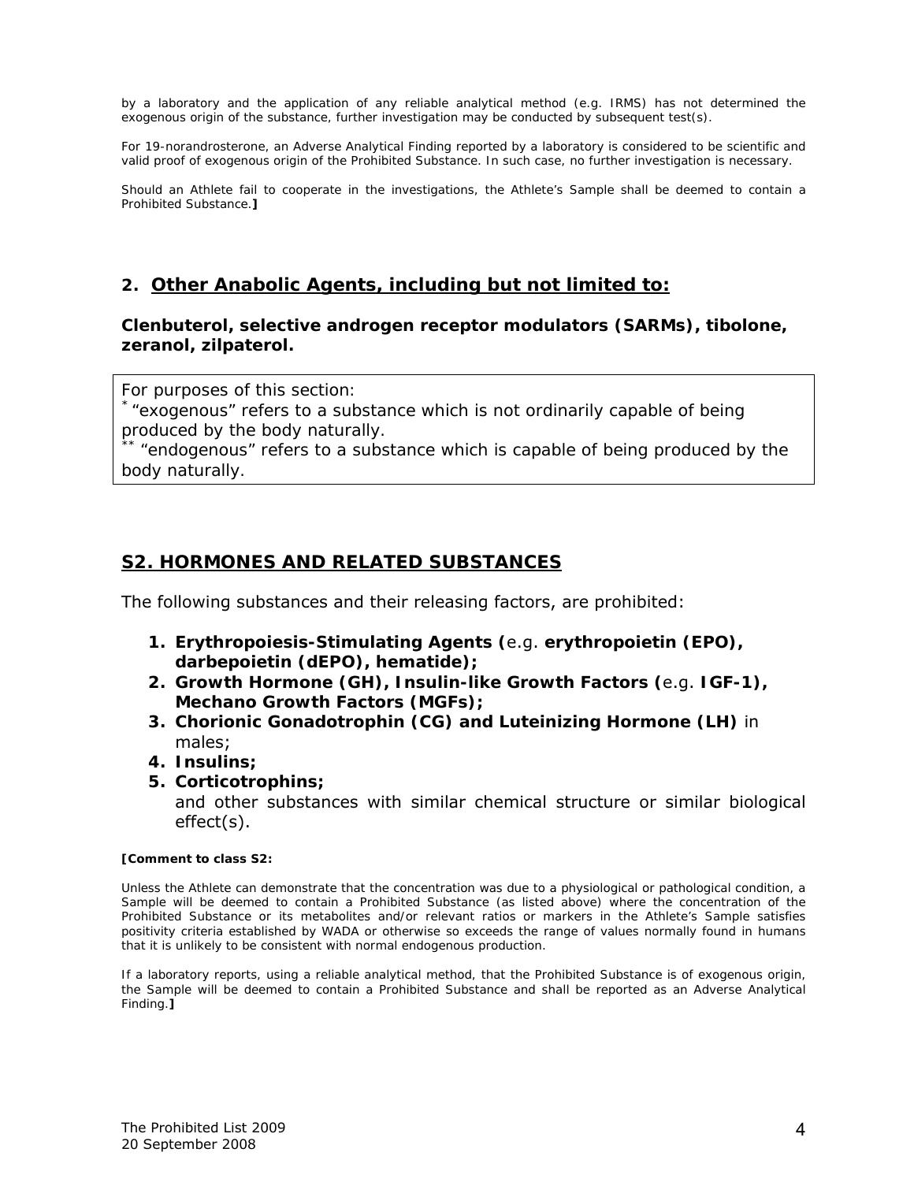by a laboratory and the application of any reliable analytical method (e.g. IRMS) has not determined the exogenous origin of the substance, further investigation may be conducted by subsequent test(s).

For 19-norandrosterone, an Adverse Analytical Finding reported by a laboratory is considered to be scientific and valid proof of exogenous origin of the Prohibited Substance. In such case, no further investigation is necessary.

Should an Athlete fail to cooperate in the investigations, the Athlete's Sample shall be deemed to contain a Prohibited Substance.**]**

## 2. Other Anabolic Agents, including but not limited to:

**Clenbuterol, selective androgen receptor modulators (SARMs), tibolone, zeranol, zilpaterol.**

For purposes of this section:
\* "exogenous" refers to a substance which is not ordinarily capable of being produced by the body naturally.
\*\* "endogenous" refers to a substance which is capable of being produced by the body naturally.

# S2. HORMONES AND RELATED SUBSTANCES

The following substances and their releasing factors, are prohibited:

1. **Erythropoiesis-Stimulating Agents (**e.g. **erythropoietin (EPO), darbepoietin (dEPO), hematide);**
2. **Growth Hormone (GH), Insulin-like Growth Factors (**e.g. **IGF-1), Mechano Growth Factors (MGFs);**
3. **Chorionic Gonadotrophin (CG) and Luteinizing Hormone (LH)** in males;
4. **Insulins;**
5. **Corticotrophins;**

   and other substances with similar chemical structure or similar biological effect(s).

**[Comment to class S2:**

Unless the Athlete can demonstrate that the concentration was due to a physiological or pathological condition, a Sample will be deemed to contain a Prohibited Substance (as listed above) where the concentration of the Prohibited Substance or its metabolites and/or relevant ratios or markers in the Athlete's Sample satisfies positivity criteria established by WADA or otherwise so exceeds the range of values normally found in humans that it is unlikely to be consistent with normal endogenous production.

If a laboratory reports, using a reliable analytical method, that the Prohibited Substance is of exogenous origin, the Sample will be deemed to contain a Prohibited Substance and shall be reported as an Adverse Analytical Finding.**]**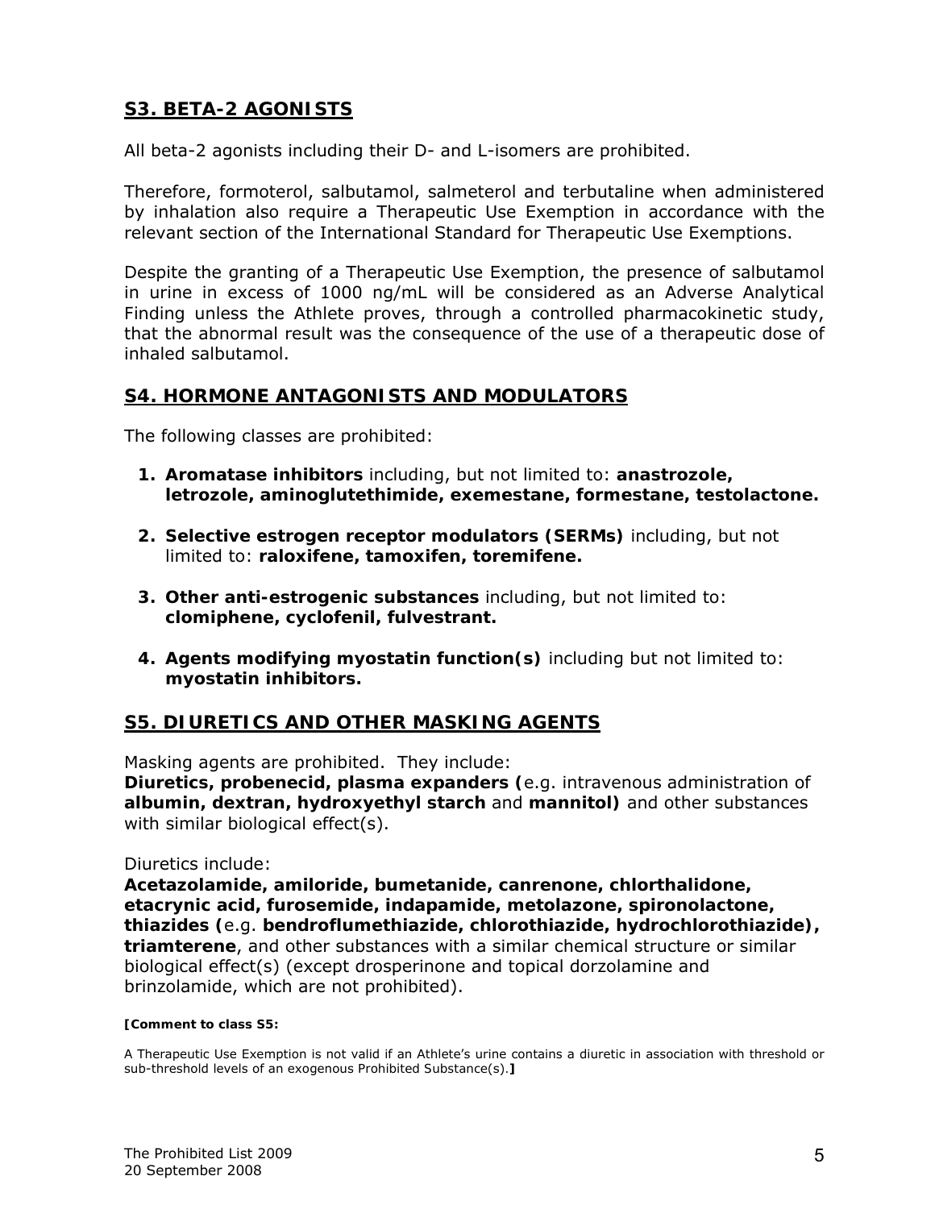## S3. BETA-2 AGONISTS

All beta-2 agonists including their D- and L-isomers are prohibited.

Therefore, formoterol, salbutamol, salmeterol and terbutaline when administered by inhalation also require a Therapeutic Use Exemption in accordance with the relevant section of the International Standard for Therapeutic Use Exemptions.

Despite the granting of a Therapeutic Use Exemption, the presence of salbutamol in urine in excess of 1000 ng/mL will be considered as an Adverse Analytical Finding unless the Athlete proves, through a controlled pharmacokinetic study, that the abnormal result was the consequence of the use of a therapeutic dose of inhaled salbutamol.

## S4. HORMONE ANTAGONISTS AND MODULATORS

The following classes are prohibited:

1. **Aromatase inhibitors** including, but not limited to: **anastrozole, letrozole, aminoglutethimide, exemestane, formestane, testolactone.**
2. **Selective estrogen receptor modulators (SERMs)** including, but not limited to: **raloxifene, tamoxifen, toremifene.**
3. **Other anti-estrogenic substances** including, but not limited to: **clomiphene, cyclofenil, fulvestrant.**
4. **Agents modifying myostatin function(s)** including but not limited to: **myostatin inhibitors.**

## S5. DIURETICS AND OTHER MASKING AGENTS

Masking agents are prohibited. They include:
**Diuretics, probenecid, plasma expanders (**e.g. intravenous administration of **albumin, dextran, hydroxyethyl starch** and **mannitol)** and other substances with similar biological effect(s).

Diuretics include:
**Acetazolamide, amiloride, bumetanide, canrenone, chlorthalidone, etacrynic acid, furosemide, indapamide, metolazone, spironolactone, thiazides (**e.g. **bendroflumethiazide, chlorothiazide, hydrochlorothiazide), triamterene**, and other substances with a similar chemical structure or similar biological effect(s) (except drosperinone and topical dorzolamine and brinzolamide, which are not prohibited).

**[Comment to class S5:**

A Therapeutic Use Exemption is not valid if an Athlete's urine contains a diuretic in association with threshold or sub-threshold levels of an exogenous Prohibited Substance(s).**]**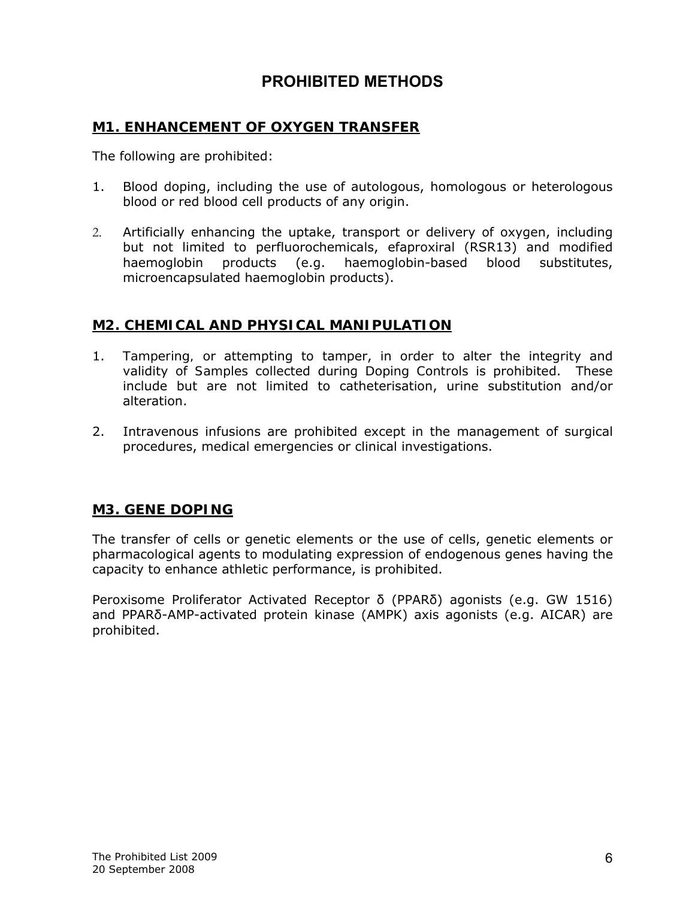# PROHIBITED METHODS

## M1. ENHANCEMENT OF OXYGEN TRANSFER

The following are prohibited:

1. Blood doping, including the use of autologous, homologous or heterologous blood or red blood cell products of any origin.

2. Artificially enhancing the uptake, transport or delivery of oxygen, including but not limited to perfluorochemicals, efaproxiral (RSR13) and modified haemoglobin products (e.g. haemoglobin-based blood substitutes, microencapsulated haemoglobin products).

## M2. CHEMICAL AND PHYSICAL MANIPULATION

1. Tampering, or attempting to tamper, in order to alter the integrity and validity of Samples collected during Doping Controls is prohibited. These include but are not limited to catheterisation, urine substitution and/or alteration.

2. Intravenous infusions are prohibited except in the management of surgical procedures, medical emergencies or clinical investigations.

## M3. GENE DOPING

The transfer of cells or genetic elements or the use of cells, genetic elements or pharmacological agents to modulating expression of endogenous genes having the capacity to enhance athletic performance, is prohibited.

Peroxisome Proliferator Activated Receptor δ (PPARδ) agonists (e.g. GW 1516) and PPARδ-AMP-activated protein kinase (AMPK) axis agonists (e.g. AICAR) are prohibited.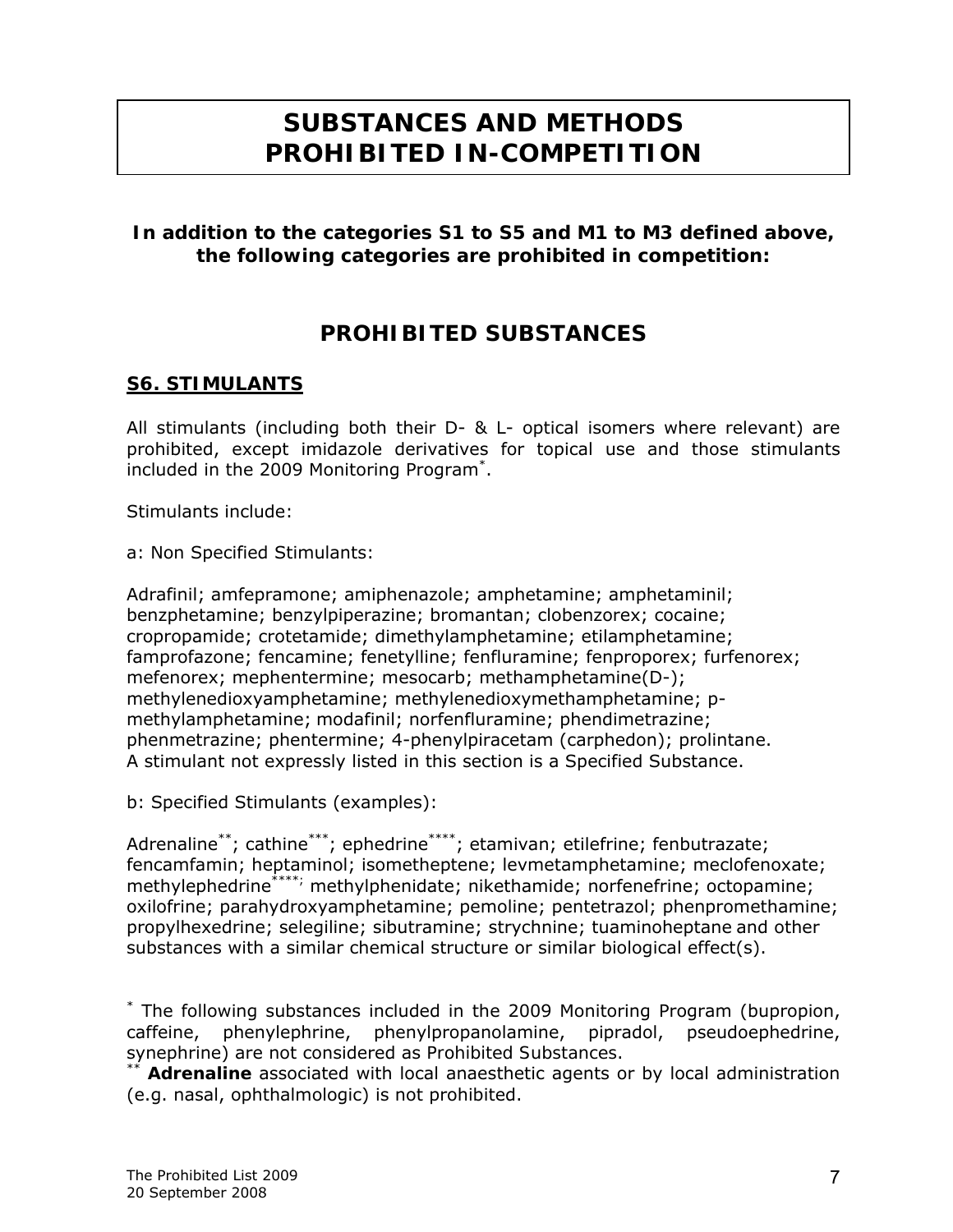# SUBSTANCES AND METHODS PROHIBITED IN-COMPETITION

**In addition to the categories S1 to S5 and M1 to M3 defined above, the following categories are prohibited in competition:**

## PROHIBITED SUBSTANCES

### S6. STIMULANTS

All stimulants (including both their D- & L- optical isomers where relevant) are prohibited, except imidazole derivatives for topical use and those stimulants included in the 2009 Monitoring Program*.

Stimulants include:

a: Non Specified Stimulants:

Adrafinil; amfepramone; amiphenazole; amphetamine; amphetaminil; benzphetamine; benzylpiperazine; bromantan; clobenzorex; cocaine; cropropamide; crotetamide; dimethylamphetamine; etilamphetamine; famprofazone; fencamine; fenetylline; fenfluramine; fenproporex; furfenorex; mefenorex; mephentermine; mesocarb; methamphetamine(D-); methylenedioxyamphetamine; methylenedioxymethamphetamine; p-methylamphetamine; modafinil; norfenfluramine; phendimetrazine; phenmetrazine; phentermine; 4-phenylpiracetam (carphedon); prolintane. A stimulant not expressly listed in this section is a Specified Substance.

b: Specified Stimulants (examples):

Adrenaline**; cathine***; ephedrine****; etamivan; etilefrine; fenbutrazate; fencamfamin; heptaminol; isometheptene; levmetamphetamine; meclofenoxate; methylephedrine****; methylphenidate; nikethamide; norfenefrine; octopamine; oxilofrine; parahydroxyamphetamine; pemoline; pentetrazol; phenpromethamine; propylhexedrine; selegiline; sibutramine; strychnine; tuaminoheptane and other substances with a similar chemical structure or similar biological effect(s).

* The following substances included in the 2009 Monitoring Program (bupropion, caffeine, phenylephrine, phenylpropanolamine, pipradol, pseudoephedrine, synephrine) are not considered as Prohibited Substances.

** **Adrenaline** associated with local anaesthetic agents or by local administration (e.g. nasal, ophthalmologic) is not prohibited.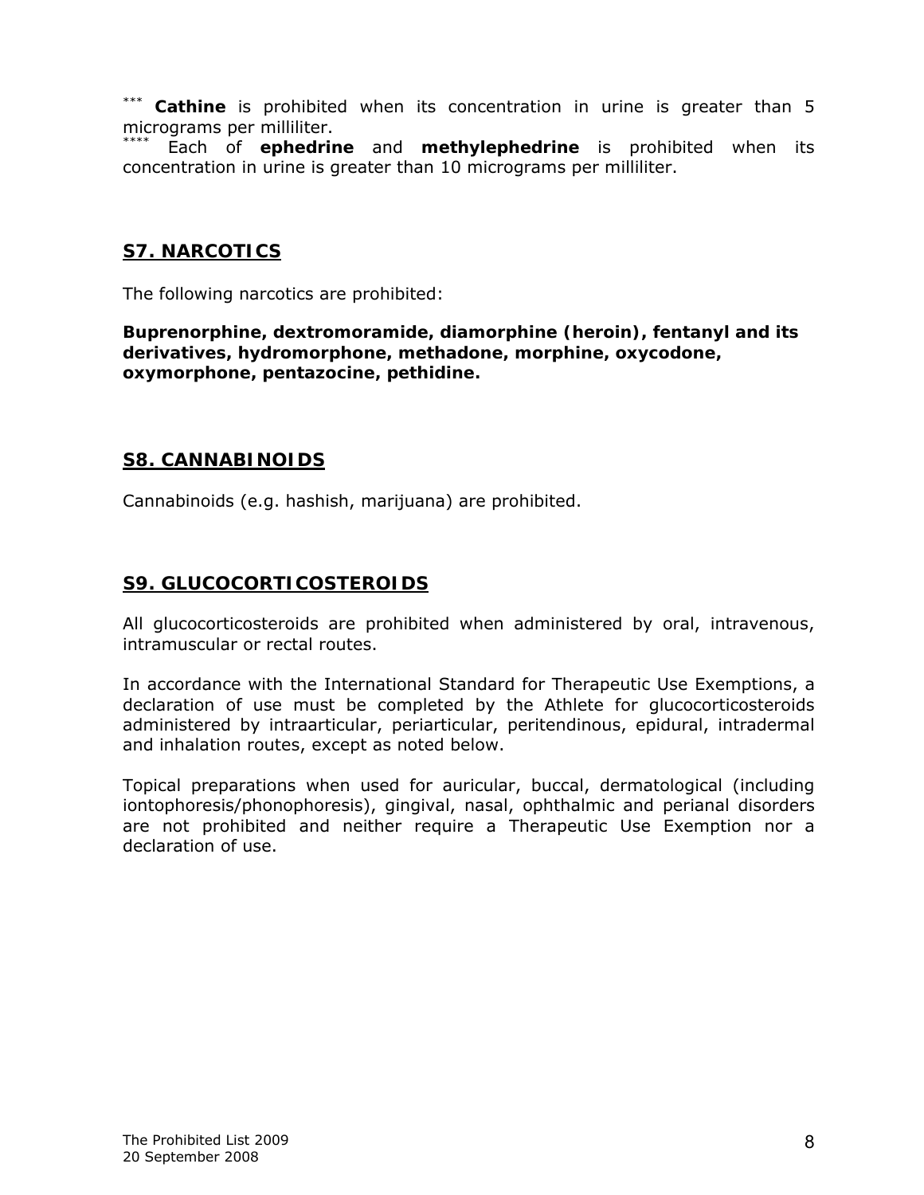[***] **Cathine** is prohibited when its concentration in urine is greater than 5 micrograms per milliliter.
[****] Each of **ephedrine** and **methylephedrine** is prohibited when its concentration in urine is greater than 10 micrograms per milliliter.

## S7. NARCOTICS

The following narcotics are prohibited:

**Buprenorphine, dextromoramide, diamorphine (heroin), fentanyl and its derivatives, hydromorphone, methadone, morphine, oxycodone, oxymorphone, pentazocine, pethidine.**

## S8. CANNABINOIDS

Cannabinoids (e.g. hashish, marijuana) are prohibited.

## S9. GLUCOCORTICOSTEROIDS

All glucocorticosteroids are prohibited when administered by oral, intravenous, intramuscular or rectal routes.

In accordance with the International Standard for Therapeutic Use Exemptions, a declaration of use must be completed by the Athlete for glucocorticosteroids administered by intraarticular, periarticular, peritendinous, epidural, intradermal and inhalation routes, except as noted below.

Topical preparations when used for auricular, buccal, dermatological (including iontophoresis/phonophoresis), gingival, nasal, ophthalmic and perianal disorders are not prohibited and neither require a Therapeutic Use Exemption nor a declaration of use.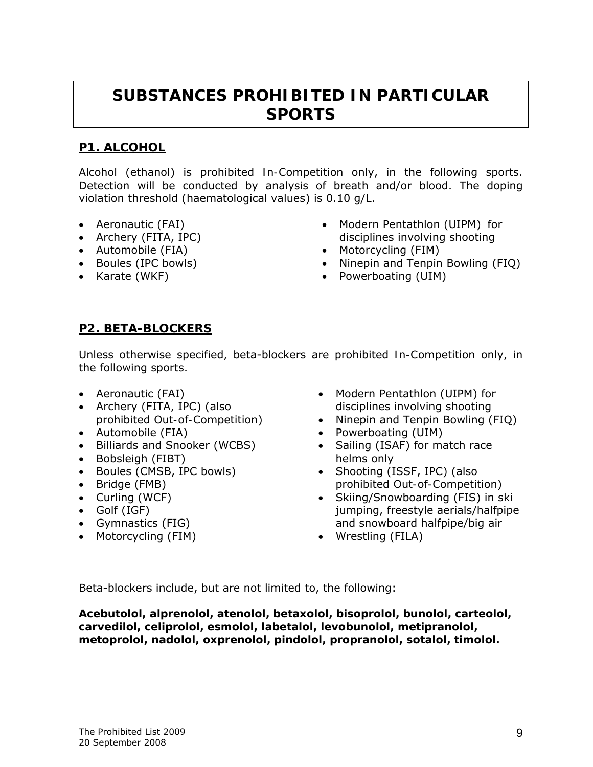# SUBSTANCES PROHIBITED IN PARTICULAR SPORTS

## P1. ALCOHOL

Alcohol (ethanol) is prohibited In-Competition only, in the following sports. Detection will be conducted by analysis of breath and/or blood. The doping violation threshold (haematological values) is 0.10 g/L.

- Aeronautic (FAI)
- Archery (FITA, IPC)
- Automobile (FIA)
- Boules (IPC bowls)
- Karate (WKF)
- Modern Pentathlon (UIPM) for disciplines involving shooting
- Motorcycling (FIM)
- Ninepin and Tenpin Bowling (FIQ)
- Powerboating (UIM)

## P2. BETA-BLOCKERS

Unless otherwise specified, beta-blockers are prohibited In-Competition only, in the following sports.

- Aeronautic (FAI)
- Archery (FITA, IPC) (also prohibited Out-of-Competition)
- Automobile (FIA)
- Billiards and Snooker (WCBS)
- Bobsleigh (FIBT)
- Boules (CMSB, IPC bowls)
- Bridge (FMB)
- Curling (WCF)
- Golf (IGF)
- Gymnastics (FIG)
- Motorcycling (FIM)
- Modern Pentathlon (UIPM) for disciplines involving shooting
- Ninepin and Tenpin Bowling (FIQ)
- Powerboating (UIM)
- Sailing (ISAF) for match race helms only
- Shooting (ISSF, IPC) (also prohibited Out-of-Competition)
- Skiing/Snowboarding (FIS) in ski jumping, freestyle aerials/halfpipe and snowboard halfpipe/big air
- Wrestling (FILA)

Beta-blockers include, but are not limited to, the following:

**Acebutolol, alprenolol, atenolol, betaxolol, bisoprolol, bunolol, carteolol, carvedilol, celiprolol, esmolol, labetalol, levobunolol, metipranolol, metoprolol, nadolol, oxprenolol, pindolol, propranolol, sotalol, timolol.**